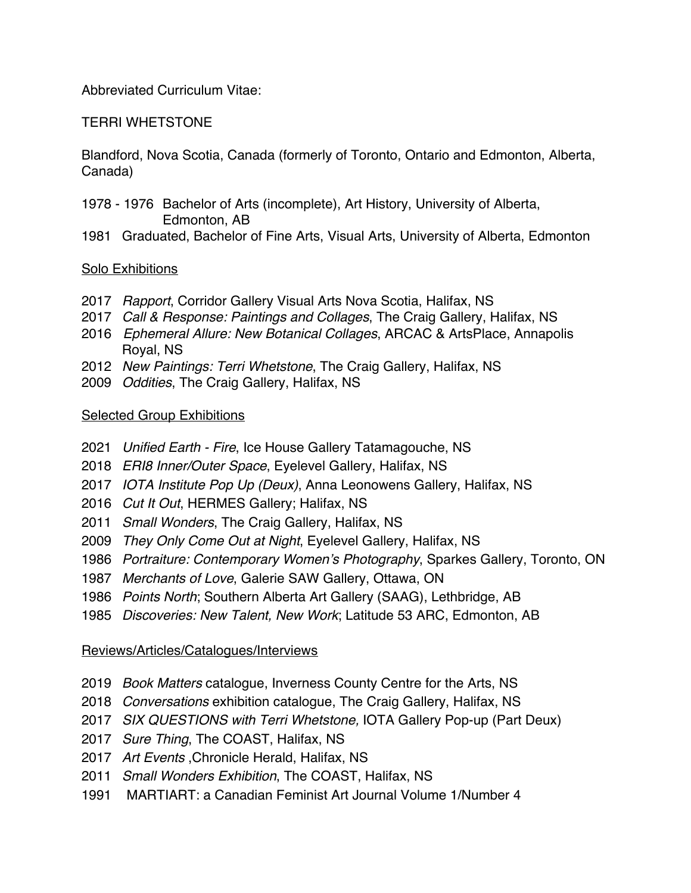Abbreviated Curriculum Vitae:

TERRI WHETSTONE

Blandford, Nova Scotia, Canada (formerly of Toronto, Ontario and Edmonton, Alberta, Canada)

1978 - 1976 Bachelor of Arts (incomplete), Art History, University of Alberta, Edmonton, AB
1981 Graduated, Bachelor of Fine Arts, Visual Arts, University of Alberta, Edmonton

## Solo Exhibitions

- 2017 *Rapport*, Corridor Gallery Visual Arts Nova Scotia, Halifax, NS
- 2017 *Call & Response: Paintings and Collages*, The Craig Gallery, Halifax, NS
- 2016 *Ephemeral Allure: New Botanical Collages*, ARCAC & ArtsPlace, Annapolis Royal, NS
- 2012 *New Paintings: Terri Whetstone*, The Craig Gallery, Halifax, NS
- 2009 *Oddities*, The Craig Gallery, Halifax, NS

## Selected Group Exhibitions

- 2021 *Unified Earth - Fire*, Ice House Gallery Tatamagouche, NS
- 2018 *ERI8 Inner/Outer Space*, Eyelevel Gallery, Halifax, NS
- 2017 *IOTA Institute Pop Up (Deux)*, Anna Leonowens Gallery, Halifax, NS
- 2016 *Cut It Out*, HERMES Gallery; Halifax, NS
- 2011 *Small Wonders*, The Craig Gallery, Halifax, NS
- 2009 *They Only Come Out at Night*, Eyelevel Gallery, Halifax, NS
- 1986 *Portraiture: Contemporary Women's Photography*, Sparkes Gallery, Toronto, ON
- 1987 *Merchants of Love*, Galerie SAW Gallery, Ottawa, ON
- 1986 *Points North*; Southern Alberta Art Gallery (SAAG), Lethbridge, AB
- 1985 *Discoveries: New Talent, New Work*; Latitude 53 ARC, Edmonton, AB

## Reviews/Articles/Catalogues/Interviews

- 2019 *Book Matters* catalogue, Inverness County Centre for the Arts, NS
- 2018 *Conversations* exhibition catalogue, The Craig Gallery, Halifax, NS
- 2017 *SIX QUESTIONS with Terri Whetstone,* IOTA Gallery Pop-up (Part Deux)
- 2017 *Sure Thing*, The COAST, Halifax, NS
- 2017 *Art Events* ,Chronicle Herald, Halifax, NS
- 2011 *Small Wonders Exhibition*, The COAST, Halifax, NS
- 1991 MARTIART: a Canadian Feminist Art Journal Volume 1/Number 4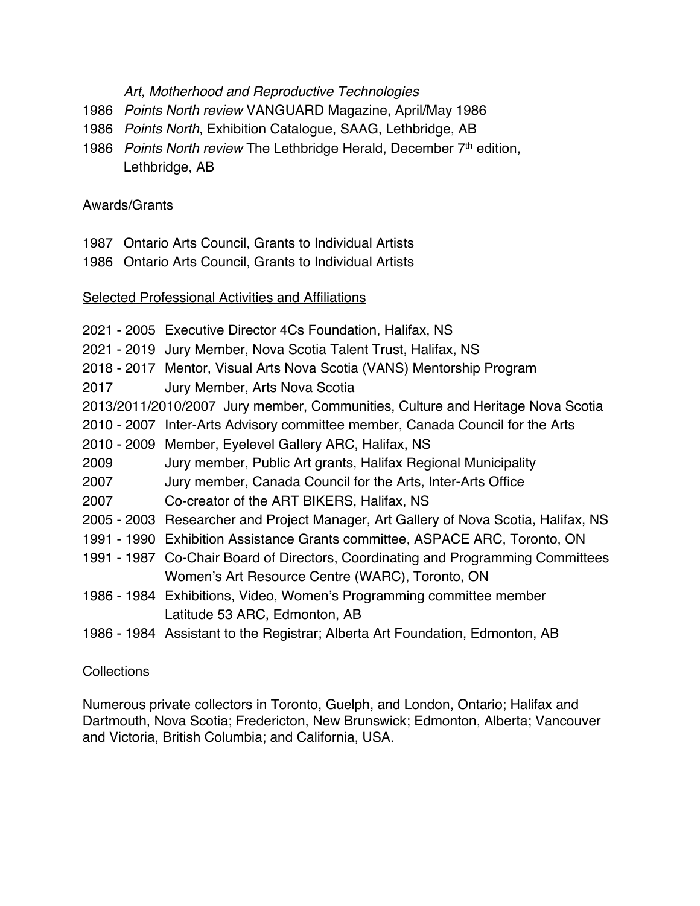*Art, Motherhood and Reproductive Technologies*

1986 *Points North review* VANGUARD Magazine, April/May 1986

1986 *Points North*, Exhibition Catalogue, SAAG, Lethbridge, AB

1986 *Points North review* The Lethbridge Herald, December 7th edition, Lethbridge, AB

Awards/Grants

1987 Ontario Arts Council, Grants to Individual Artists

1986 Ontario Arts Council, Grants to Individual Artists

Selected Professional Activities and Affiliations

2021 - 2005 Executive Director 4Cs Foundation, Halifax, NS

2021 - 2019 Jury Member, Nova Scotia Talent Trust, Halifax, NS

2018 - 2017 Mentor, Visual Arts Nova Scotia (VANS) Mentorship Program

2017 Jury Member, Arts Nova Scotia

2013/2011/2010/2007 Jury member, Communities, Culture and Heritage Nova Scotia

2010 - 2007 Inter-Arts Advisory committee member, Canada Council for the Arts

2010 - 2009 Member, Eyelevel Gallery ARC, Halifax, NS

2009 Jury member, Public Art grants, Halifax Regional Municipality

2007 Jury member, Canada Council for the Arts, Inter-Arts Office

2007 Co-creator of the ART BIKERS, Halifax, NS

2005 - 2003 Researcher and Project Manager, Art Gallery of Nova Scotia, Halifax, NS

1991 - 1990 Exhibition Assistance Grants committee, ASPACE ARC, Toronto, ON

1991 - 1987 Co-Chair Board of Directors, Coordinating and Programming Committees Women's Art Resource Centre (WARC), Toronto, ON

1986 - 1984 Exhibitions, Video, Women's Programming committee member Latitude 53 ARC, Edmonton, AB

1986 - 1984 Assistant to the Registrar; Alberta Art Foundation, Edmonton, AB

Collections

Numerous private collectors in Toronto, Guelph, and London, Ontario; Halifax and Dartmouth, Nova Scotia; Fredericton, New Brunswick; Edmonton, Alberta; Vancouver and Victoria, British Columbia; and California, USA.